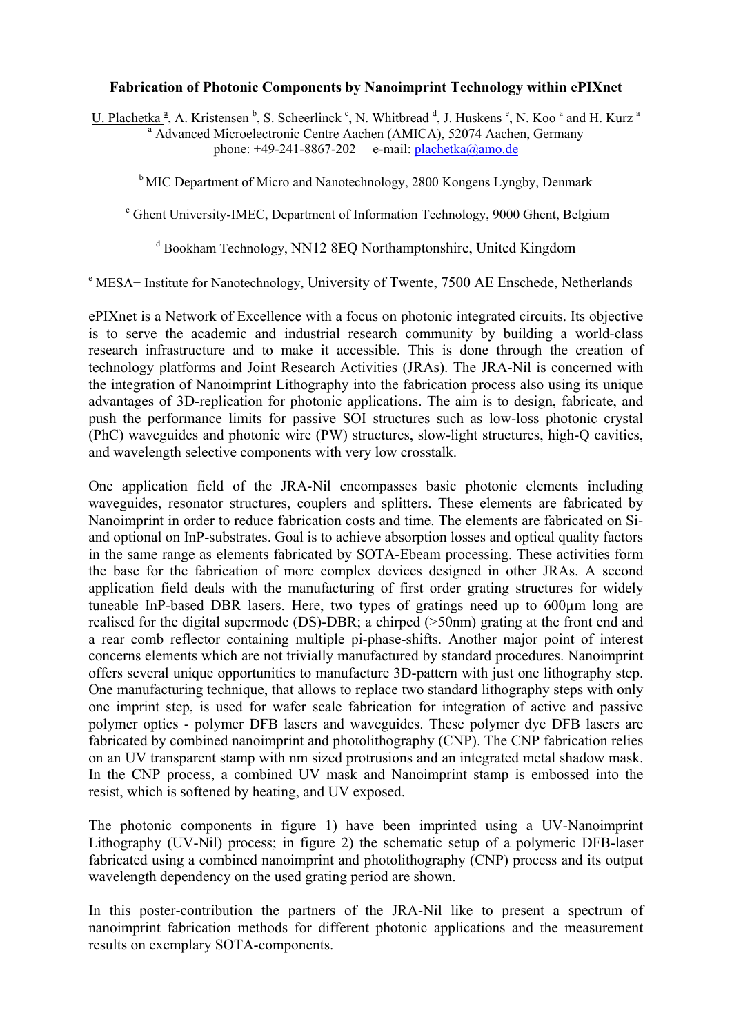# Fabrication of Photonic Components by Nanoimprint Technology within ePIXnet

U. Plachetka [a], A. Kristensen [b], S. Scheerlinck [c], N. Whitbread [d], J. Huskens [e], N. Koo [a] and H. Kurz [a]

[a] Advanced Microelectronic Centre Aachen (AMICA), 52074 Aachen, Germany
phone: +49-241-8867-202 e-mail: plachetka@amo.de

[b] MIC Department of Micro and Nanotechnology, 2800 Kongens Lyngby, Denmark

[c] Ghent University-IMEC, Department of Information Technology, 9000 Ghent, Belgium

[d] Bookham Technology, NN12 8EQ Northamptonshire, United Kingdom

[e] MESA+ Institute for Nanotechnology, University of Twente, 7500 AE Enschede, Netherlands

ePIXnet is a Network of Excellence with a focus on photonic integrated circuits. Its objective is to serve the academic and industrial research community by building a world-class research infrastructure and to make it accessible. This is done through the creation of technology platforms and Joint Research Activities (JRAs). The JRA-Nil is concerned with the integration of Nanoimprint Lithography into the fabrication process also using its unique advantages of 3D-replication for photonic applications. The aim is to design, fabricate, and push the performance limits for passive SOI structures such as low-loss photonic crystal (PhC) waveguides and photonic wire (PW) structures, slow-light structures, high-Q cavities, and wavelength selective components with very low crosstalk.

One application field of the JRA-Nil encompasses basic photonic elements including waveguides, resonator structures, couplers and splitters. These elements are fabricated by Nanoimprint in order to reduce fabrication costs and time. The elements are fabricated on Si- and optional on InP-substrates. Goal is to achieve absorption losses and optical quality factors in the same range as elements fabricated by SOTA-Ebeam processing. These activities form the base for the fabrication of more complex devices designed in other JRAs. A second application field deals with the manufacturing of first order grating structures for widely tuneable InP-based DBR lasers. Here, two types of gratings need up to 600µm long are realised for the digital supermode (DS)-DBR; a chirped (>50nm) grating at the front end and a rear comb reflector containing multiple pi-phase-shifts. Another major point of interest concerns elements which are not trivially manufactured by standard procedures. Nanoimprint offers several unique opportunities to manufacture 3D-pattern with just one lithography step. One manufacturing technique, that allows to replace two standard lithography steps with only one imprint step, is used for wafer scale fabrication for integration of active and passive polymer optics - polymer DFB lasers and waveguides. These polymer dye DFB lasers are fabricated by combined nanoimprint and photolithography (CNP). The CNP fabrication relies on an UV transparent stamp with nm sized protrusions and an integrated metal shadow mask. In the CNP process, a combined UV mask and Nanoimprint stamp is embossed into the resist, which is softened by heating, and UV exposed.

The photonic components in figure 1) have been imprinted using a UV-Nanoimprint Lithography (UV-Nil) process; in figure 2) the schematic setup of a polymeric DFB-laser fabricated using a combined nanoimprint and photolithography (CNP) process and its output wavelength dependency on the used grating period are shown.

In this poster-contribution the partners of the JRA-Nil like to present a spectrum of nanoimprint fabrication methods for different photonic applications and the measurement results on exemplary SOTA-components.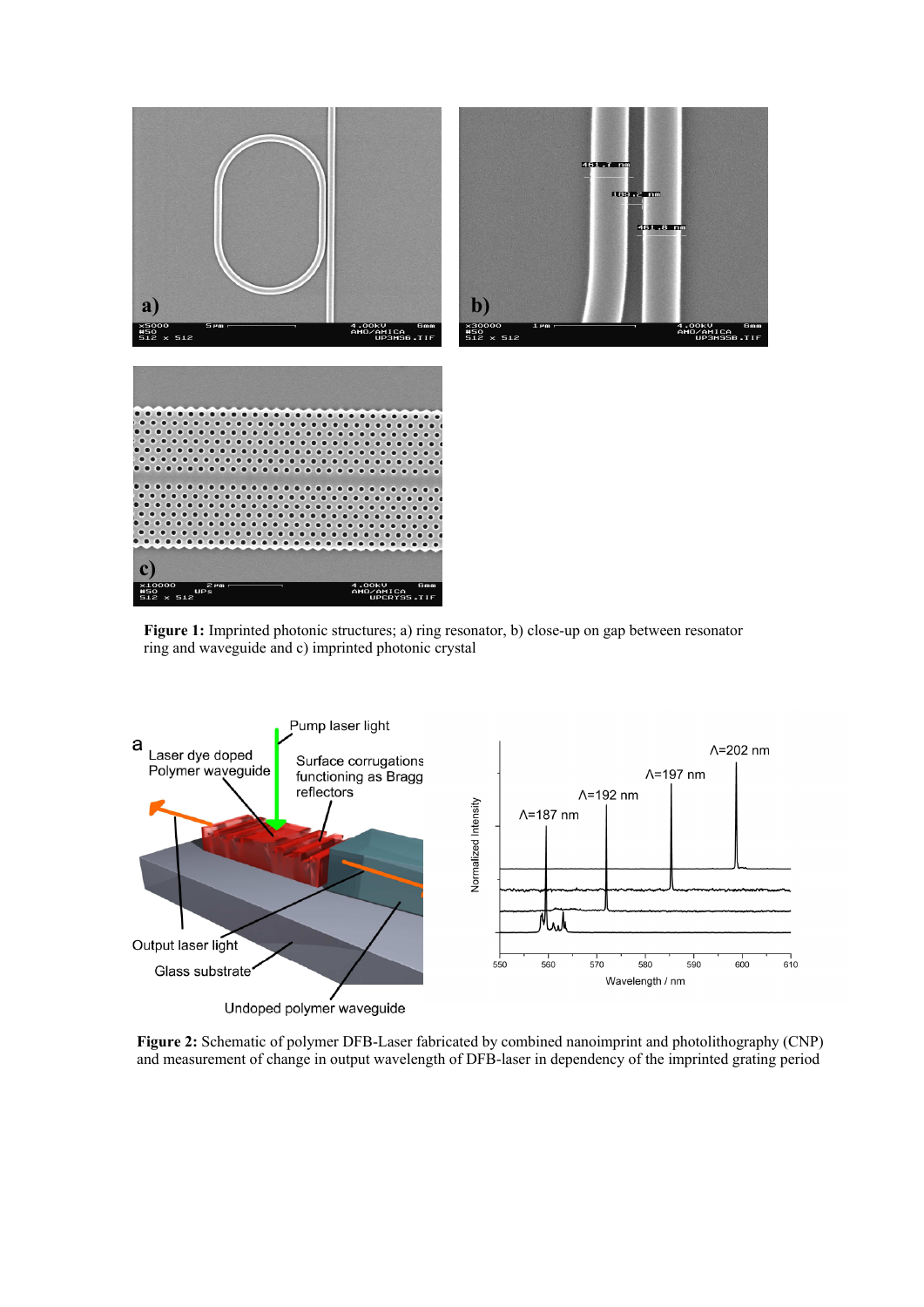a)

b)

c)

**Figure 1:** Imprinted photonic structures; a) ring resonator, b) close-up on gap between resonator ring and waveguide and c) imprinted photonic crystal

a

Pump laser light

Laser dye doped Polymer waveguide

Surface corrugations functioning as Bragg reflectors

Output laser light

Glass substrate

Undoped polymer waveguide

Λ=202 nm

Λ=197 nm

Λ=192 nm

Λ=187 nm

Normalized Intensity

550 560 570 580 590 600 610

Wavelength / nm

**Figure 2:** Schematic of polymer DFB-Laser fabricated by combined nanoimprint and photolithography (CNP) and measurement of change in output wavelength of DFB-laser in dependency of the imprinted grating period